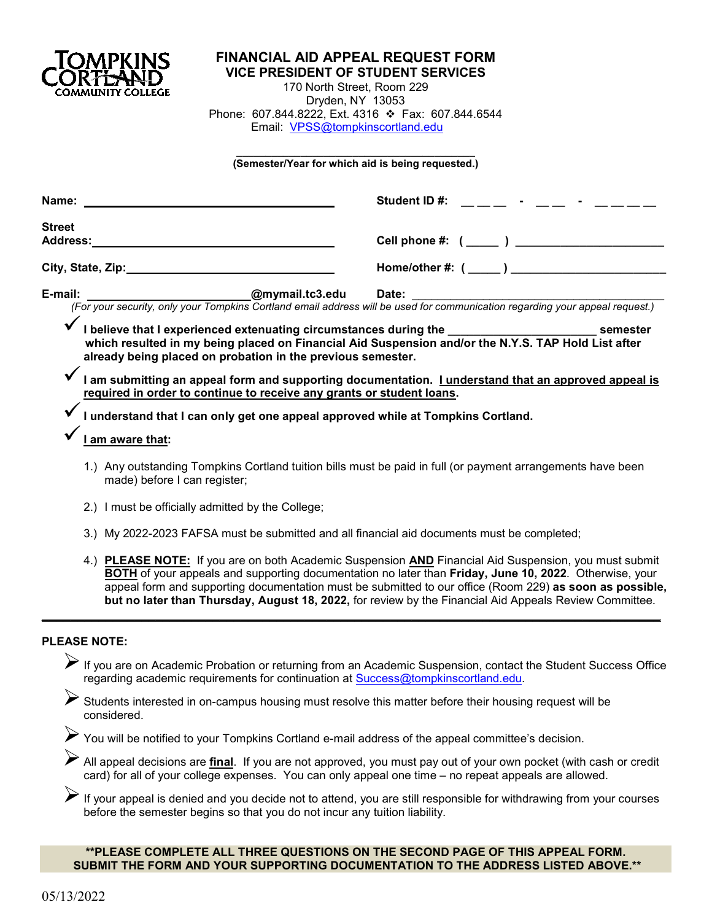TOMPKINS CORTLAND COMMUNITY COLLEGE

# FINANCIAL AID APPEAL REQUEST FORM

## VICE PRESIDENT OF STUDENT SERVICES

170 North Street, Room 229
Dryden, NY 13053
Phone: 607.844.8222, Ext. 4316 ❖ Fax: 607.844.6544
Email: VPSS@tompkinscortland.edu

\_\_\_\_\_\_\_\_\_\_\_\_\_\_\_\_\_\_\_\_\_\_\_\_\_\_\_\_\_\_\_\_\_\_\_\_\_\_\_\_
**(Semester/Year for which aid is being requested.)**

**Name:** \_\_\_\_\_\_\_\_\_\_\_\_\_\_\_\_\_\_\_\_\_\_\_\_\_\_\_\_\_\_\_\_\_\_\_\_\_\_ **Student ID #:** \_ \_ \_ - \_ \_ - \_ \_ \_ \_

**Street Address:** \_\_\_\_\_\_\_\_\_\_\_\_\_\_\_\_\_\_\_\_\_\_\_\_\_\_\_\_\_\_\_\_\_\_\_\_\_\_ **Cell phone #:** ( \_\_\_\_\_ ) \_\_\_\_\_\_\_\_\_\_\_\_\_\_\_\_\_\_\_\_\_\_\_

**City, State, Zip:** \_\_\_\_\_\_\_\_\_\_\_\_\_\_\_\_\_\_\_\_\_\_\_\_\_\_\_\_\_\_\_\_\_\_ **Home/other #:** ( \_\_\_\_\_ ) \_\_\_\_\_\_\_\_\_\_\_\_\_\_\_\_\_\_\_\_\_\_\_\_

**E-mail:** \_\_\_\_\_\_\_\_\_\_\_\_\_\_\_\_\_\_\_\_\_\_\_\_\_**@mymail.tc3.edu** **Date:** \_\_\_\_\_\_\_\_\_\_\_\_\_\_\_\_\_\_\_\_\_\_\_\_\_\_\_\_\_\_\_\_\_\_\_\_\_\_\_\_\_\_

*(For your security, only your Tompkins Cortland email address will be used for communication regarding your appeal request.)*

✓ **I believe that I experienced extenuating circumstances during the \_\_\_\_\_\_\_\_\_\_\_\_\_\_\_\_\_\_\_\_\_\_\_ semester which resulted in my being placed on Financial Aid Suspension and/or the N.Y.S. TAP Hold List after already being placed on probation in the previous semester.**

✓ **I am submitting an appeal form and supporting documentation. <u>I understand that an approved appeal is required in order to continue to receive any grants or student loans</u>.**

✓ **I understand that I can only get one appeal approved while at Tompkins Cortland.**

✓ **<u>I am aware that</u>:**

1.) Any outstanding Tompkins Cortland tuition bills must be paid in full (or payment arrangements have been made) before I can register;

2.) I must be officially admitted by the College;

3.) My 2022-2023 FAFSA must be submitted and all financial aid documents must be completed;

4.) **<u>PLEASE NOTE:</u>** If you are on both Academic Suspension **<u>AND</u>** Financial Aid Suspension, you must submit **<u>BOTH</u>** of your appeals and supporting documentation no later than **Friday, June 10, 2022**. Otherwise, your appeal form and supporting documentation must be submitted to our office (Room 229) **as soon as possible, but no later than Thursday, August 18, 2022,** for review by the Financial Aid Appeals Review Committee.

---

**PLEASE NOTE:**

- If you are on Academic Probation or returning from an Academic Suspension, contact the Student Success Office regarding academic requirements for continuation at Success@tompkinscortland.edu.
- Students interested in on-campus housing must resolve this matter before their housing request will be considered.
- You will be notified to your Tompkins Cortland e-mail address of the appeal committee's decision.
- All appeal decisions are **<u>final</u>**. If you are not approved, you must pay out of your own pocket (with cash or credit card) for all of your college expenses. You can only appeal one time – no repeat appeals are allowed.
- If your appeal is denied and you decide not to attend, you are still responsible for withdrawing from your courses before the semester begins so that you do not incur any tuition liability.

**\*\*PLEASE COMPLETE ALL THREE QUESTIONS ON THE SECOND PAGE OF THIS APPEAL FORM. SUBMIT THE FORM AND YOUR SUPPORTING DOCUMENTATION TO THE ADDRESS LISTED ABOVE.\*\***

05/13/2022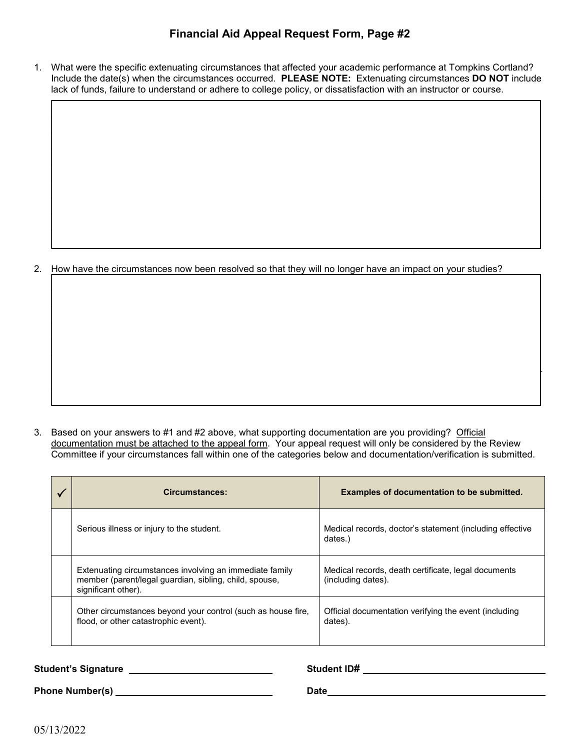## Financial Aid Appeal Request Form, Page #2

1. What were the specific extenuating circumstances that affected your academic performance at Tompkins Cortland? Include the date(s) when the circumstances occurred. **PLEASE NOTE:** Extenuating circumstances **DO NOT** include lack of funds, failure to understand or adhere to college policy, or dissatisfaction with an instructor or course.

2. How have the circumstances now been resolved so that they will no longer have an impact on your studies?

3. Based on your answers to #1 and #2 above, what supporting documentation are you providing? Official documentation must be attached to the appeal form. Your appeal request will only be considered by the Review Committee if your circumstances fall within one of the categories below and documentation/verification is submitted.

| ✓ | **Circumstances:** | **Examples of documentation to be submitted.** |
|---|---|---|
| | Serious illness or injury to the student. | Medical records, doctor's statement (including effective dates.) |
| | Extenuating circumstances involving an immediate family member (parent/legal guardian, sibling, child, spouse, significant other). | Medical records, death certificate, legal documents (including dates). |
| | Other circumstances beyond your control (such as house fire, flood, or other catastrophic event). | Official documentation verifying the event (including dates). |

**Student's Signature** ____________________ **Student ID#** ____________________

**Phone Number(s)** ____________________ **Date** ____________________

05/13/2022